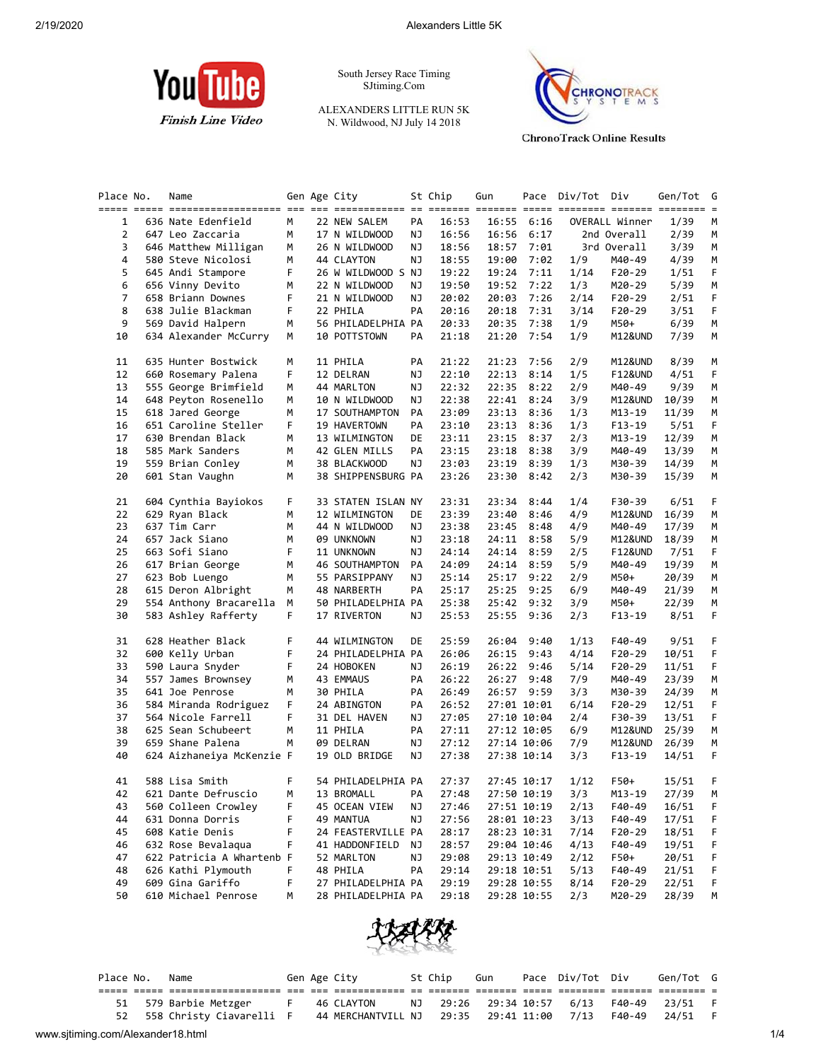South Jersey Race Timing
SJtiming.Com

ALEXANDERS LITTLE RUN 5K
N. Wildwood, NJ July 14 2018

YouTube Finish Line Video

ChronoTrack Online Results

| Place | No. | Name | Gen | Age | City | St | Chip | Gun | Pace | Div/Tot | Div | Gen/Tot | G |
|---|---|---|---|---|---|---|---|---|---|---|---|---|---|
| 1 | 636 | Nate Edenfield | M | 22 | NEW SALEM | PA | 16:53 | 16:55 | 6:16 | OVERALL | Winner | 1/39 | M |
| 2 | 647 | Leo Zaccaria | M | 17 | N WILDWOOD | NJ | 16:56 | 16:56 | 6:17 | 2nd | Overall | 2/39 | M |
| 3 | 646 | Matthew Milligan | M | 26 | N WILDWOOD | NJ | 18:56 | 18:57 | 7:01 | 3rd | Overall | 3/39 | M |
| 4 | 580 | Steve Nicolosi | M | 44 | CLAYTON | NJ | 18:55 | 19:00 | 7:02 | 1/9 | M40-49 | 4/39 | M |
| 5 | 645 | Andi Stampore | F | 26 | W WILDWOOD S | NJ | 19:22 | 19:24 | 7:11 | 1/14 | F20-29 | 1/51 | F |
| 6 | 656 | Vinny Devito | M | 22 | N WILDWOOD | NJ | 19:50 | 19:52 | 7:22 | 1/3 | M20-29 | 5/39 | M |
| 7 | 658 | Briann Downes | F | 21 | N WILDWOOD | NJ | 20:02 | 20:03 | 7:26 | 2/14 | F20-29 | 2/51 | F |
| 8 | 638 | Julie Blackman | F | 22 | PHILA | PA | 20:16 | 20:18 | 7:31 | 3/14 | F20-29 | 3/51 | F |
| 9 | 569 | David Halpern | M | 56 | PHILADELPHIA | PA | 20:33 | 20:35 | 7:38 | 1/9 | M50+ | 6/39 | M |
| 10 | 634 | Alexander McCurry | M | 10 | POTTSTOWN | PA | 21:18 | 21:20 | 7:54 | 1/9 | M12&UND | 7/39 | M |
| 11 | 635 | Hunter Bostwick | M | 11 | PHILA | PA | 21:22 | 21:23 | 7:56 | 2/9 | M12&UND | 8/39 | M |
| 12 | 660 | Rosemary Palena | F | 12 | DELRAN | NJ | 22:10 | 22:13 | 8:14 | 1/5 | F12&UND | 4/51 | F |
| 13 | 555 | George Brimfield | M | 44 | MARLTON | NJ | 22:32 | 22:35 | 8:22 | 2/9 | M40-49 | 9/39 | M |
| 14 | 648 | Peyton Rosenello | M | 10 | N WILDWOOD | NJ | 22:38 | 22:41 | 8:24 | 3/9 | M12&UND | 10/39 | M |
| 15 | 618 | Jared George | M | 17 | SOUTHAMPTON | PA | 23:09 | 23:13 | 8:36 | 1/3 | M13-19 | 11/39 | M |
| 16 | 651 | Caroline Steller | F | 19 | HAVERTOWN | PA | 23:10 | 23:13 | 8:36 | 1/3 | F13-19 | 5/51 | F |
| 17 | 630 | Brendan Black | M | 13 | WILMINGTON | DE | 23:11 | 23:15 | 8:37 | 2/3 | M13-19 | 12/39 | M |
| 18 | 585 | Mark Sanders | M | 42 | GLEN MILLS | PA | 23:15 | 23:18 | 8:38 | 3/9 | M40-49 | 13/39 | M |
| 19 | 559 | Brian Conley | M | 38 | BLACKWOOD | NJ | 23:03 | 23:19 | 8:39 | 1/3 | M30-39 | 14/39 | M |
| 20 | 601 | Stan Vaughn | M | 38 | SHIPPENSBURG | PA | 23:26 | 23:30 | 8:42 | 2/3 | M30-39 | 15/39 | M |
| 21 | 604 | Cynthia Bayiokos | F | 33 | STATEN ISLAN | NY | 23:31 | 23:34 | 8:44 | 1/4 | F30-39 | 6/51 | F |
| 22 | 629 | Ryan Black | M | 12 | WILMINGTON | DE | 23:39 | 23:40 | 8:46 | 4/9 | M12&UND | 16/39 | M |
| 23 | 637 | Tim Carr | M | 44 | N WILDWOOD | NJ | 23:38 | 23:45 | 8:48 | 4/9 | M40-49 | 17/39 | M |
| 24 | 657 | Jack Siano | M | 09 | UNKNOWN | NJ | 23:18 | 24:11 | 8:58 | 5/9 | M12&UND | 18/39 | M |
| 25 | 663 | Sofi Siano | F | 11 | UNKNOWN | NJ | 24:14 | 24:14 | 8:59 | 2/5 | F12&UND | 7/51 | F |
| 26 | 617 | Brian George | M | 46 | SOUTHAMPTON | PA | 24:09 | 24:14 | 8:59 | 5/9 | M40-49 | 19/39 | M |
| 27 | 623 | Bob Luengo | M | 55 | PARSIPPANY | NJ | 25:14 | 25:17 | 9:22 | 2/9 | M50+ | 20/39 | M |
| 28 | 615 | Deron Albright | M | 48 | NARBERTH | PA | 25:17 | 25:25 | 9:25 | 6/9 | M40-49 | 21/39 | M |
| 29 | 554 | Anthony Bracarella | M | 50 | PHILADELPHIA | PA | 25:38 | 25:42 | 9:32 | 3/9 | M50+ | 22/39 | M |
| 30 | 583 | Ashley Rafferty | F | 17 | RIVERTON | NJ | 25:53 | 25:55 | 9:36 | 2/3 | F13-19 | 8/51 | F |
| 31 | 628 | Heather Black | F | 44 | WILMINGTON | DE | 25:59 | 26:04 | 9:40 | 1/13 | F40-49 | 9/51 | F |
| 32 | 600 | Kelly Urban | F | 24 | PHILADELPHIA | PA | 26:06 | 26:15 | 9:43 | 4/14 | F20-29 | 10/51 | F |
| 33 | 590 | Laura Snyder | F | 24 | HOBOKEN | NJ | 26:19 | 26:22 | 9:46 | 5/14 | F20-29 | 11/51 | F |
| 34 | 557 | James Brownsey | M | 43 | EMMAUS | PA | 26:22 | 26:27 | 9:48 | 7/9 | M40-49 | 23/39 | M |
| 35 | 641 | Joe Penrose | M | 30 | PHILA | PA | 26:49 | 26:57 | 9:59 | 3/3 | M30-39 | 24/39 | M |
| 36 | 584 | Miranda Rodriguez | F | 24 | ABINGTON | PA | 26:52 | 27:01 | 10:01 | 6/14 | F20-29 | 12/51 | F |
| 37 | 564 | Nicole Farrell | F | 31 | DEL HAVEN | NJ | 27:05 | 27:10 | 10:04 | 2/4 | F30-39 | 13/51 | F |
| 38 | 625 | Sean Schubeert | M | 11 | PHILA | PA | 27:11 | 27:12 | 10:05 | 6/9 | M12&UND | 25/39 | M |
| 39 | 659 | Shane Palena | M | 09 | DELRAN | NJ | 27:12 | 27:14 | 10:06 | 7/9 | M12&UND | 26/39 | M |
| 40 | 624 | Aizhaneiya McKenzie | F | 19 | OLD BRIDGE | NJ | 27:38 | 27:38 | 10:14 | 3/3 | F13-19 | 14/51 | F |
| 41 | 588 | Lisa Smith | F | 54 | PHILADELPHIA | PA | 27:37 | 27:45 | 10:17 | 1/12 | F50+ | 15/51 | F |
| 42 | 621 | Dante Defruscio | M | 13 | BROMALL | PA | 27:48 | 27:50 | 10:19 | 3/3 | M13-19 | 27/39 | M |
| 43 | 560 | Colleen Crowley | F | 45 | OCEAN VIEW | NJ | 27:46 | 27:51 | 10:19 | 2/13 | F40-49 | 16/51 | F |
| 44 | 631 | Donna Dorris | F | 49 | MANTUA | NJ | 27:56 | 28:01 | 10:23 | 3/13 | F40-49 | 17/51 | F |
| 45 | 608 | Katie Denis | F | 24 | FEASTERVILLE | PA | 28:17 | 28:23 | 10:31 | 7/14 | F20-29 | 18/51 | F |
| 46 | 632 | Rose Bevalaqua | F | 41 | HADDONFIELD | NJ | 28:57 | 29:04 | 10:46 | 4/13 | F40-49 | 19/51 | F |
| 47 | 622 | Patricia A Whartenb | F | 52 | MARLTON | NJ | 29:08 | 29:13 | 10:49 | 2/12 | F50+ | 20/51 | F |
| 48 | 626 | Kathi Plymouth | F | 48 | PHILA | PA | 29:14 | 29:18 | 10:51 | 5/13 | F40-49 | 21/51 | F |
| 49 | 609 | Gina Gariffo | F | 27 | PHILADELPHIA | PA | 29:19 | 29:28 | 10:55 | 8/14 | F20-29 | 22/51 | F |
| 50 | 610 | Michael Penrose | M | 28 | PHILADELPHIA | PA | 29:18 | 29:28 | 10:55 | 2/3 | M20-29 | 28/39 | M |
| 51 | 579 | Barbie Metzger | F | 46 | CLAYTON | NJ | 29:26 | 29:34 | 10:57 | 6/13 | F40-49 | 23/51 | F |
| 52 | 558 | Christy Ciavarelli | F | 44 | MERCHANTVILL | NJ | 29:35 | 29:41 | 11:00 | 7/13 | F40-49 | 24/51 | F |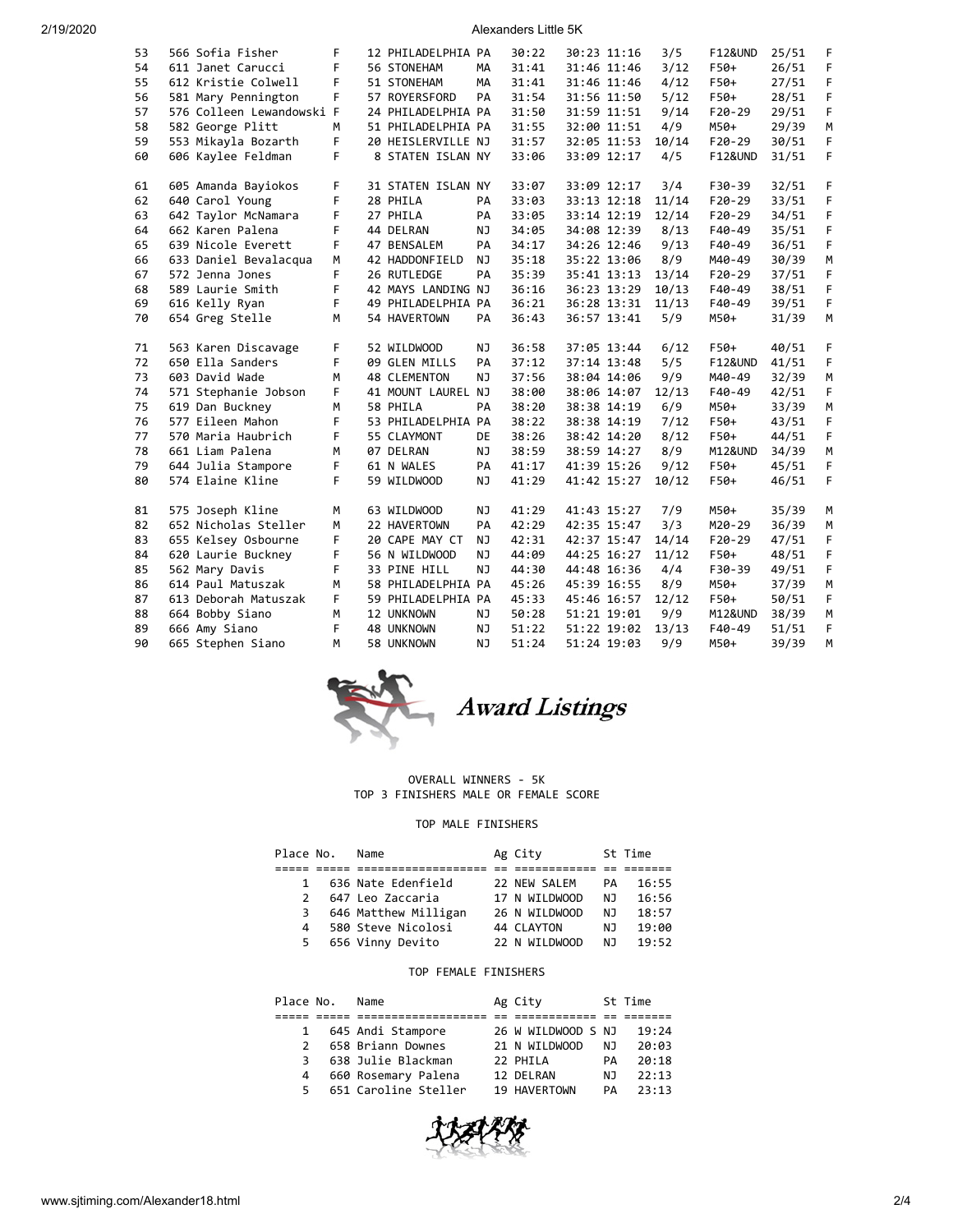| | | | | | | | | | | | | | |
|---|---|---|---|---|---|---|---|---|---|---|---|---|---|
| 53 | 566 | Sofia Fisher | F | 12 | PHILADELPHIA | PA | 30:22 | 30:23 | 11:16 | 3/5 | F12&UND | 25/51 | F |
| 54 | 611 | Janet Carucci | F | 56 | STONEHAM | MA | 31:41 | 31:46 | 11:46 | 3/12 | F50+ | 26/51 | F |
| 55 | 612 | Kristie Colwell | F | 51 | STONEHAM | MA | 31:41 | 31:46 | 11:46 | 4/12 | F50+ | 27/51 | F |
| 56 | 581 | Mary Pennington | F | 57 | ROYERSFORD | PA | 31:54 | 31:56 | 11:50 | 5/12 | F50+ | 28/51 | F |
| 57 | 576 | Colleen Lewandowski | F | 24 | PHILADELPHIA | PA | 31:50 | 31:59 | 11:51 | 9/14 | F20-29 | 29/51 | F |
| 58 | 582 | George Plitt | M | 51 | PHILADELPHIA | PA | 31:55 | 32:00 | 11:51 | 4/9 | M50+ | 29/39 | M |
| 59 | 553 | Mikayla Bozarth | F | 20 | HEISLERVILLE | NJ | 31:57 | 32:05 | 11:53 | 10/14 | F20-29 | 30/51 | F |
| 60 | 606 | Kaylee Feldman | F | 8 | STATEN ISLAN | NY | 33:06 | 33:09 | 12:17 | 4/5 | F12&UND | 31/51 | F |
| 61 | 605 | Amanda Bayiokos | F | 31 | STATEN ISLAN | NY | 33:07 | 33:09 | 12:17 | 3/4 | F30-39 | 32/51 | F |
| 62 | 640 | Carol Young | F | 28 | PHILA | PA | 33:03 | 33:13 | 12:18 | 11/14 | F20-29 | 33/51 | F |
| 63 | 642 | Taylor McNamara | F | 27 | PHILA | PA | 33:05 | 33:14 | 12:19 | 12/14 | F20-29 | 34/51 | F |
| 64 | 662 | Karen Palena | F | 44 | DELRAN | NJ | 34:05 | 34:08 | 12:39 | 8/13 | F40-49 | 35/51 | F |
| 65 | 639 | Nicole Everett | F | 47 | BENSALEM | PA | 34:17 | 34:26 | 12:46 | 9/13 | F40-49 | 36/51 | F |
| 66 | 633 | Daniel Bevalacqua | M | 42 | HADDONFIELD | NJ | 35:18 | 35:22 | 13:06 | 8/9 | M40-49 | 30/39 | M |
| 67 | 572 | Jenna Jones | F | 26 | RUTLEDGE | PA | 35:39 | 35:41 | 13:13 | 13/14 | F20-29 | 37/51 | F |
| 68 | 589 | Laurie Smith | F | 42 | MAYS LANDING | NJ | 36:16 | 36:23 | 13:29 | 10/13 | F40-49 | 38/51 | F |
| 69 | 616 | Kelly Ryan | F | 49 | PHILADELPHIA | PA | 36:21 | 36:28 | 13:31 | 11/13 | F40-49 | 39/51 | F |
| 70 | 654 | Greg Stelle | M | 54 | HAVERTOWN | PA | 36:43 | 36:57 | 13:41 | 5/9 | M50+ | 31/39 | M |
| 71 | 563 | Karen Discavage | F | 52 | WILDWOOD | NJ | 36:58 | 37:05 | 13:44 | 6/12 | F50+ | 40/51 | F |
| 72 | 650 | Ella Sanders | F | 09 | GLEN MILLS | PA | 37:12 | 37:14 | 13:48 | 5/5 | F12&UND | 41/51 | F |
| 73 | 603 | David Wade | M | 48 | CLEMENTON | NJ | 37:56 | 38:04 | 14:06 | 9/9 | M40-49 | 32/39 | M |
| 74 | 571 | Stephanie Jobson | F | 41 | MOUNT LAUREL | NJ | 38:00 | 38:06 | 14:07 | 12/13 | F40-49 | 42/51 | F |
| 75 | 619 | Dan Buckney | M | 58 | PHILA | PA | 38:20 | 38:38 | 14:19 | 6/9 | M50+ | 33/39 | M |
| 76 | 577 | Eileen Mahon | F | 53 | PHILADELPHIA | PA | 38:22 | 38:38 | 14:19 | 7/12 | F50+ | 43/51 | F |
| 77 | 570 | Maria Haubrich | F | 55 | CLAYMONT | DE | 38:26 | 38:42 | 14:20 | 8/12 | F50+ | 44/51 | F |
| 78 | 661 | Liam Palena | M | 07 | DELRAN | NJ | 38:59 | 38:59 | 14:27 | 8/9 | M12&UND | 34/39 | M |
| 79 | 644 | Julia Stampore | F | 61 | N WALES | PA | 41:17 | 41:39 | 15:26 | 9/12 | F50+ | 45/51 | F |
| 80 | 574 | Elaine Kline | F | 59 | WILDWOOD | NJ | 41:29 | 41:42 | 15:27 | 10/12 | F50+ | 46/51 | F |
| 81 | 575 | Joseph Kline | M | 63 | WILDWOOD | NJ | 41:29 | 41:43 | 15:27 | 7/9 | M50+ | 35/39 | M |
| 82 | 652 | Nicholas Steller | M | 22 | HAVERTOWN | PA | 42:29 | 42:35 | 15:47 | 3/3 | M20-29 | 36/39 | M |
| 83 | 655 | Kelsey Osbourne | F | 20 | CAPE MAY CT | NJ | 42:31 | 42:37 | 15:47 | 14/14 | F20-29 | 47/51 | F |
| 84 | 620 | Laurie Buckney | F | 56 | N WILDWOOD | NJ | 44:09 | 44:25 | 16:27 | 11/12 | F50+ | 48/51 | F |
| 85 | 562 | Mary Davis | F | 33 | PINE HILL | NJ | 44:30 | 44:48 | 16:36 | 4/4 | F30-39 | 49/51 | F |
| 86 | 614 | Paul Matuszak | M | 58 | PHILADELPHIA | PA | 45:26 | 45:39 | 16:55 | 8/9 | M50+ | 37/39 | M |
| 87 | 613 | Deborah Matuszak | F | 59 | PHILADELPHIA | PA | 45:33 | 45:46 | 16:57 | 12/12 | F50+ | 50/51 | F |
| 88 | 664 | Bobby Siano | M | 12 | UNKNOWN | NJ | 50:28 | 51:21 | 19:01 | 9/9 | M12&UND | 38/39 | M |
| 89 | 666 | Amy Siano | F | 48 | UNKNOWN | NJ | 51:22 | 51:22 | 19:02 | 13/13 | F40-49 | 51/51 | F |
| 90 | 665 | Stephen Siano | M | 58 | UNKNOWN | NJ | 51:24 | 51:24 | 19:03 | 9/9 | M50+ | 39/39 | M |

# Award Listings

OVERALL WINNERS - 5K
TOP 3 FINISHERS MALE OR FEMALE SCORE

## TOP MALE FINISHERS

| Place | No. | Name | Ag | City | St | Time |
|---|---|---|---|---|---|---|
| 1 | 636 | Nate Edenfield | 22 | NEW SALEM | PA | 16:55 |
| 2 | 647 | Leo Zaccaria | 17 | N WILDWOOD | NJ | 16:56 |
| 3 | 646 | Matthew Milligan | 26 | N WILDWOOD | NJ | 18:57 |
| 4 | 580 | Steve Nicolosi | 44 | CLAYTON | NJ | 19:00 |
| 5 | 656 | Vinny Devito | 22 | N WILDWOOD | NJ | 19:52 |

## TOP FEMALE FINISHERS

| Place | No. | Name | Ag | City | St | Time |
|---|---|---|---|---|---|---|
| 1 | 645 | Andi Stampore | 26 | W WILDWOOD S | NJ | 19:24 |
| 2 | 658 | Briann Downes | 21 | N WILDWOOD | NJ | 20:03 |
| 3 | 638 | Julie Blackman | 22 | PHILA | PA | 20:18 |
| 4 | 660 | Rosemary Palena | 12 | DELRAN | NJ | 22:13 |
| 5 | 651 | Caroline Steller | 19 | HAVERTOWN | PA | 23:13 |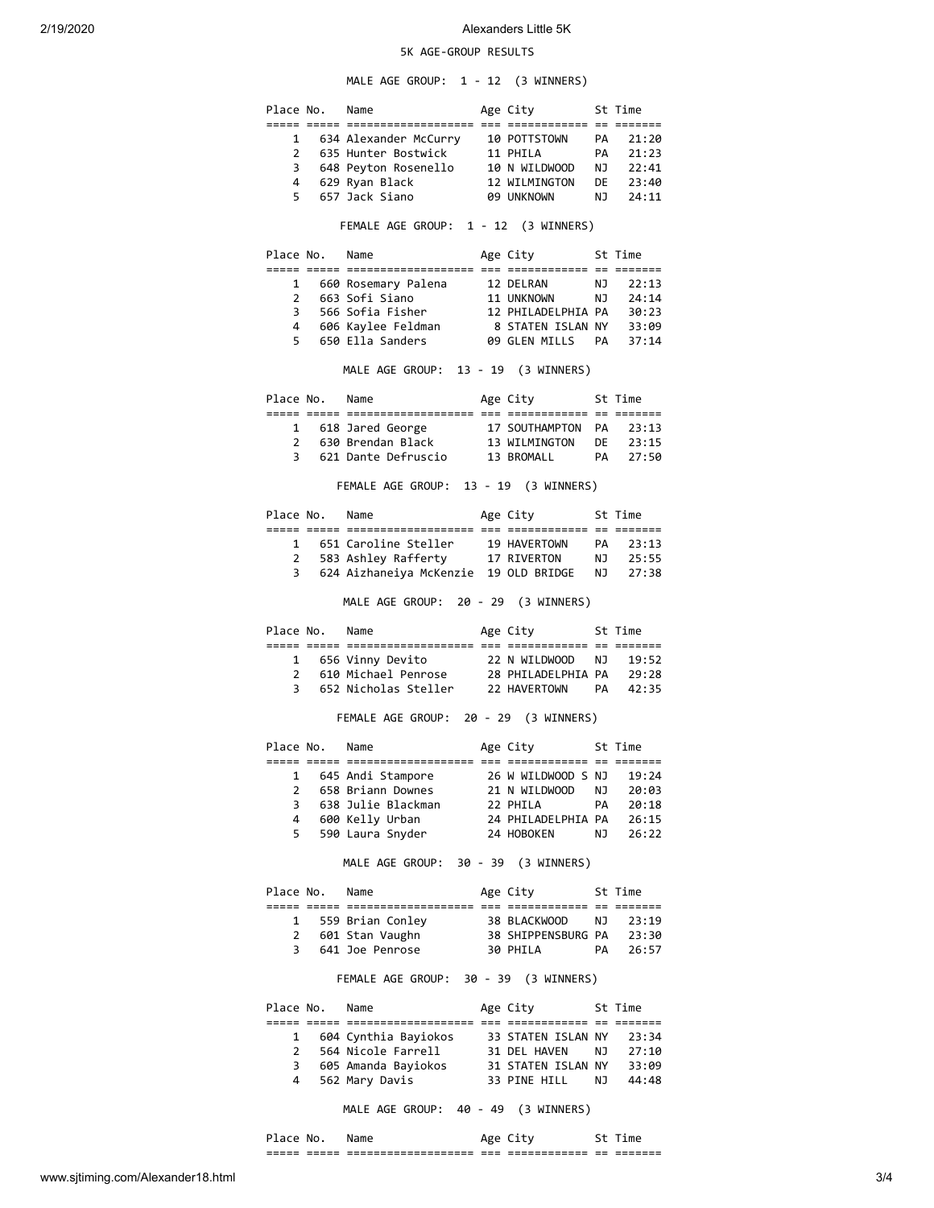5K AGE-GROUP RESULTS

MALE AGE GROUP: 1 - 12 (3 WINNERS)

| Place | No. | Name | Age | City | St | Time |
|---|---|---|---|---|---|---|
| 1 | 634 | Alexander McCurry | 10 | POTTSTOWN | PA | 21:20 |
| 2 | 635 | Hunter Bostwick | 11 | PHILA | PA | 21:23 |
| 3 | 648 | Peyton Rosenello | 10 | N WILDWOOD | NJ | 22:41 |
| 4 | 629 | Ryan Black | 12 | WILMINGTON | DE | 23:40 |
| 5 | 657 | Jack Siano | 09 | UNKNOWN | NJ | 24:11 |

FEMALE AGE GROUP: 1 - 12 (3 WINNERS)

| Place | No. | Name | Age | City | St | Time |
|---|---|---|---|---|---|---|
| 1 | 660 | Rosemary Palena | 12 | DELRAN | NJ | 22:13 |
| 2 | 663 | Sofi Siano | 11 | UNKNOWN | NJ | 24:14 |
| 3 | 566 | Sofia Fisher | 12 | PHILADELPHIA | PA | 30:23 |
| 4 | 606 | Kaylee Feldman | 8 | STATEN ISLAN | NY | 33:09 |
| 5 | 650 | Ella Sanders | 09 | GLEN MILLS | PA | 37:14 |

MALE AGE GROUP: 13 - 19 (3 WINNERS)

| Place | No. | Name | Age | City | St | Time |
|---|---|---|---|---|---|---|
| 1 | 618 | Jared George | 17 | SOUTHAMPTON | PA | 23:13 |
| 2 | 630 | Brendan Black | 13 | WILMINGTON | DE | 23:15 |
| 3 | 621 | Dante Defruscio | 13 | BROMALL | PA | 27:50 |

FEMALE AGE GROUP: 13 - 19 (3 WINNERS)

| Place | No. | Name | Age | City | St | Time |
|---|---|---|---|---|---|---|
| 1 | 651 | Caroline Steller | 19 | HAVERTOWN | PA | 23:13 |
| 2 | 583 | Ashley Rafferty | 17 | RIVERTON | NJ | 25:55 |
| 3 | 624 | Aizhaneiya McKenzie | 19 | OLD BRIDGE | NJ | 27:38 |

MALE AGE GROUP: 20 - 29 (3 WINNERS)

| Place | No. | Name | Age | City | St | Time |
|---|---|---|---|---|---|---|
| 1 | 656 | Vinny Devito | 22 | N WILDWOOD | NJ | 19:52 |
| 2 | 610 | Michael Penrose | 28 | PHILADELPHIA | PA | 29:28 |
| 3 | 652 | Nicholas Steller | 22 | HAVERTOWN | PA | 42:35 |

FEMALE AGE GROUP: 20 - 29 (3 WINNERS)

| Place | No. | Name | Age | City | St | Time |
|---|---|---|---|---|---|---|
| 1 | 645 | Andi Stampore | 26 | W WILDWOOD S | NJ | 19:24 |
| 2 | 658 | Briann Downes | 21 | N WILDWOOD | NJ | 20:03 |
| 3 | 638 | Julie Blackman | 22 | PHILA | PA | 20:18 |
| 4 | 600 | Kelly Urban | 24 | PHILADELPHIA | PA | 26:15 |
| 5 | 590 | Laura Snyder | 24 | HOBOKEN | NJ | 26:22 |

MALE AGE GROUP: 30 - 39 (3 WINNERS)

| Place | No. | Name | Age | City | St | Time |
|---|---|---|---|---|---|---|
| 1 | 559 | Brian Conley | 38 | BLACKWOOD | NJ | 23:19 |
| 2 | 601 | Stan Vaughn | 38 | SHIPPENSBURG | PA | 23:30 |
| 3 | 641 | Joe Penrose | 30 | PHILA | PA | 26:57 |

FEMALE AGE GROUP: 30 - 39 (3 WINNERS)

| Place | No. | Name | Age | City | St | Time |
|---|---|---|---|---|---|---|
| 1 | 604 | Cynthia Bayiokos | 33 | STATEN ISLAN | NY | 23:34 |
| 2 | 564 | Nicole Farrell | 31 | DEL HAVEN | NJ | 27:10 |
| 3 | 605 | Amanda Bayiokos | 31 | STATEN ISLAN | NY | 33:09 |
| 4 | 562 | Mary Davis | 33 | PINE HILL | NJ | 44:48 |

MALE AGE GROUP: 40 - 49 (3 WINNERS)

| Place | No. | Name | Age | City | St | Time |
|---|---|---|---|---|---|---|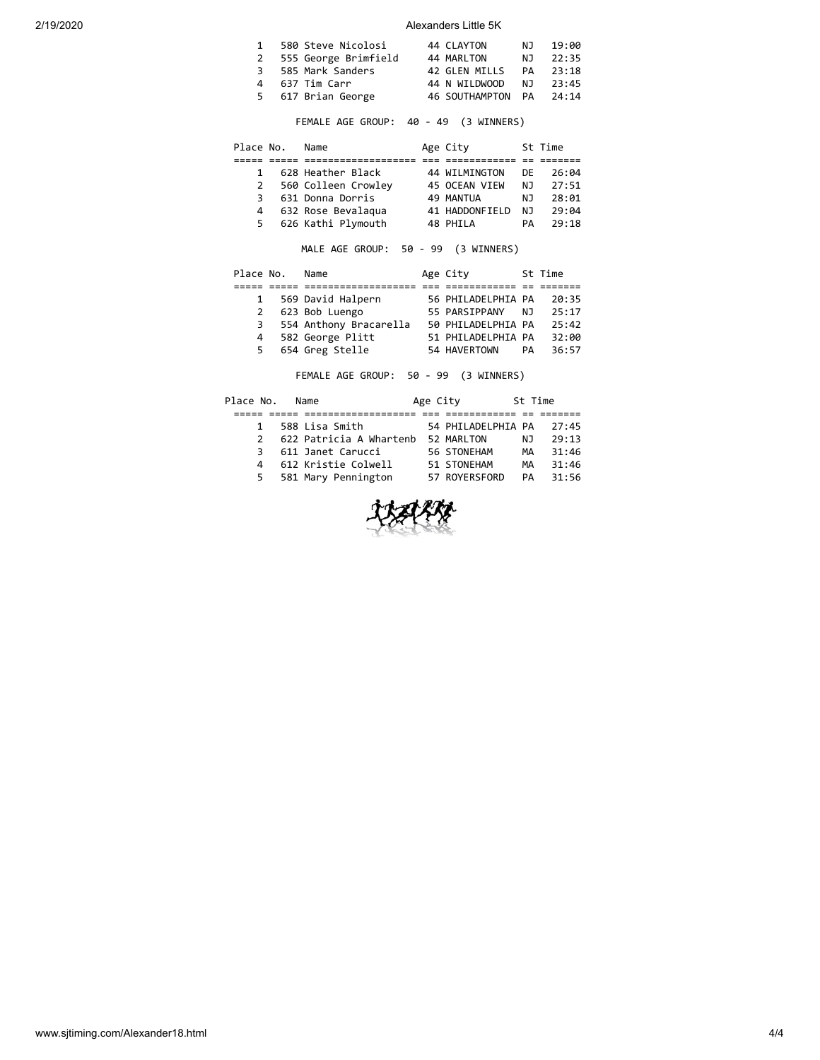| Place | No. | Name | Age | City | St | Time |
|---|---|---|---|---|---|---|
| 1 | 580 | Steve Nicolosi | 44 | CLAYTON | NJ | 19:00 |
| 2 | 555 | George Brimfield | 44 | MARLTON | NJ | 22:35 |
| 3 | 585 | Mark Sanders | 42 | GLEN MILLS | PA | 23:18 |
| 4 | 637 | Tim Carr | 44 | N WILDWOOD | NJ | 23:45 |
| 5 | 617 | Brian George | 46 | SOUTHAMPTON | PA | 24:14 |

FEMALE AGE GROUP: 40 - 49 (3 WINNERS)

| Place | No. | Name | Age | City | St | Time |
|---|---|---|---|---|---|---|
| 1 | 628 | Heather Black | 44 | WILMINGTON | DE | 26:04 |
| 2 | 560 | Colleen Crowley | 45 | OCEAN VIEW | NJ | 27:51 |
| 3 | 631 | Donna Dorris | 49 | MANTUA | NJ | 28:01 |
| 4 | 632 | Rose Bevalaqua | 41 | HADDONFIELD | NJ | 29:04 |
| 5 | 626 | Kathi Plymouth | 48 | PHILA | PA | 29:18 |

MALE AGE GROUP: 50 - 99 (3 WINNERS)

| Place | No. | Name | Age | City | St | Time |
|---|---|---|---|---|---|---|
| 1 | 569 | David Halpern | 56 | PHILADELPHIA | PA | 20:35 |
| 2 | 623 | Bob Luengo | 55 | PARSIPPANY | NJ | 25:17 |
| 3 | 554 | Anthony Bracarella | 50 | PHILADELPHIA | PA | 25:42 |
| 4 | 582 | George Plitt | 51 | PHILADELPHIA | PA | 32:00 |
| 5 | 654 | Greg Stelle | 54 | HAVERTOWN | PA | 36:57 |

FEMALE AGE GROUP: 50 - 99 (3 WINNERS)

| Place | No. | Name | Age | City | St | Time |
|---|---|---|---|---|---|---|
| 1 | 588 | Lisa Smith | 54 | PHILADELPHIA | PA | 27:45 |
| 2 | 622 | Patricia A Whartenb | 52 | MARLTON | NJ | 29:13 |
| 3 | 611 | Janet Carucci | 56 | STONEHAM | MA | 31:46 |
| 4 | 612 | Kristie Colwell | 51 | STONEHAM | MA | 31:46 |
| 5 | 581 | Mary Pennington | 57 | ROYERSFORD | PA | 31:56 |